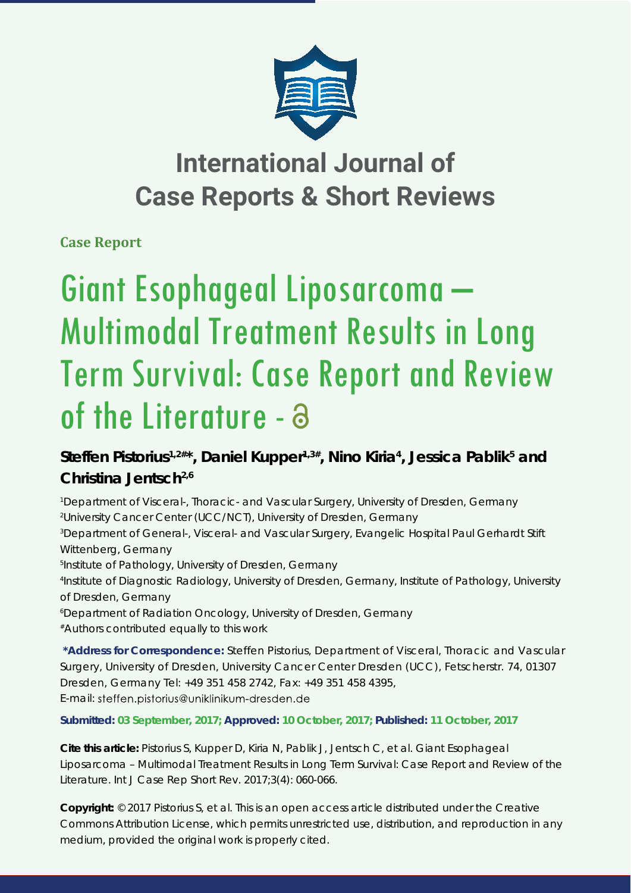# International Journal of Case Reports & Short Reviews

**Case Report**

# Giant Esophageal Liposarcoma – Multimodal Treatment Results in Long Term Survival: Case Report and Review of the Literature

**Steffen Pistorius[1,2#*], Daniel Kupper[1,3#], Nino Kiria[4], Jessica Pablik[5] and Christina Jentsch[2,6]**

[1]Department of Visceral-, Thoracic- and Vascular Surgery, University of Dresden, Germany
[2]University Cancer Center (UCC/NCT), University of Dresden, Germany
[3]Department of General-, Visceral- and Vascular Surgery, Evangelic Hospital Paul Gerhardt Stift Wittenberg, Germany
[5]Institute of Pathology, University of Dresden, Germany
[4]Institute of Diagnostic Radiology, University of Dresden, Germany, Institute of Pathology, University of Dresden, Germany
[6]Department of Radiation Oncology, University of Dresden, Germany
#Authors contributed equally to this work

**\*Address for Correspondence:** Steffen Pistorius, Department of Visceral, Thoracic and Vascular Surgery, University of Dresden, University Cancer Center Dresden (UCC), Fetscherstr. 74, 01307 Dresden, Germany Tel: +49 351 458 2742, Fax: +49 351 458 4395,
E-mail: steffen.pistorius@uniklinikum-dresden.de

**Submitted: 03 September, 2017; Approved: 10 October, 2017; Published: 11 October, 2017**

**Cite this article:** Pistorius S, Kupper D, Kiria N, Pablik J, Jentsch C, et al. Giant Esophageal Liposarcoma – Multimodal Treatment Results in Long Term Survival: Case Report and Review of the Literature. Int J Case Rep Short Rev. 2017;3(4): 060-066.

**Copyright:** © 2017 Pistorius S, et al. This is an open access article distributed under the Creative Commons Attribution License, which permits unrestricted use, distribution, and reproduction in any medium, provided the original work is properly cited.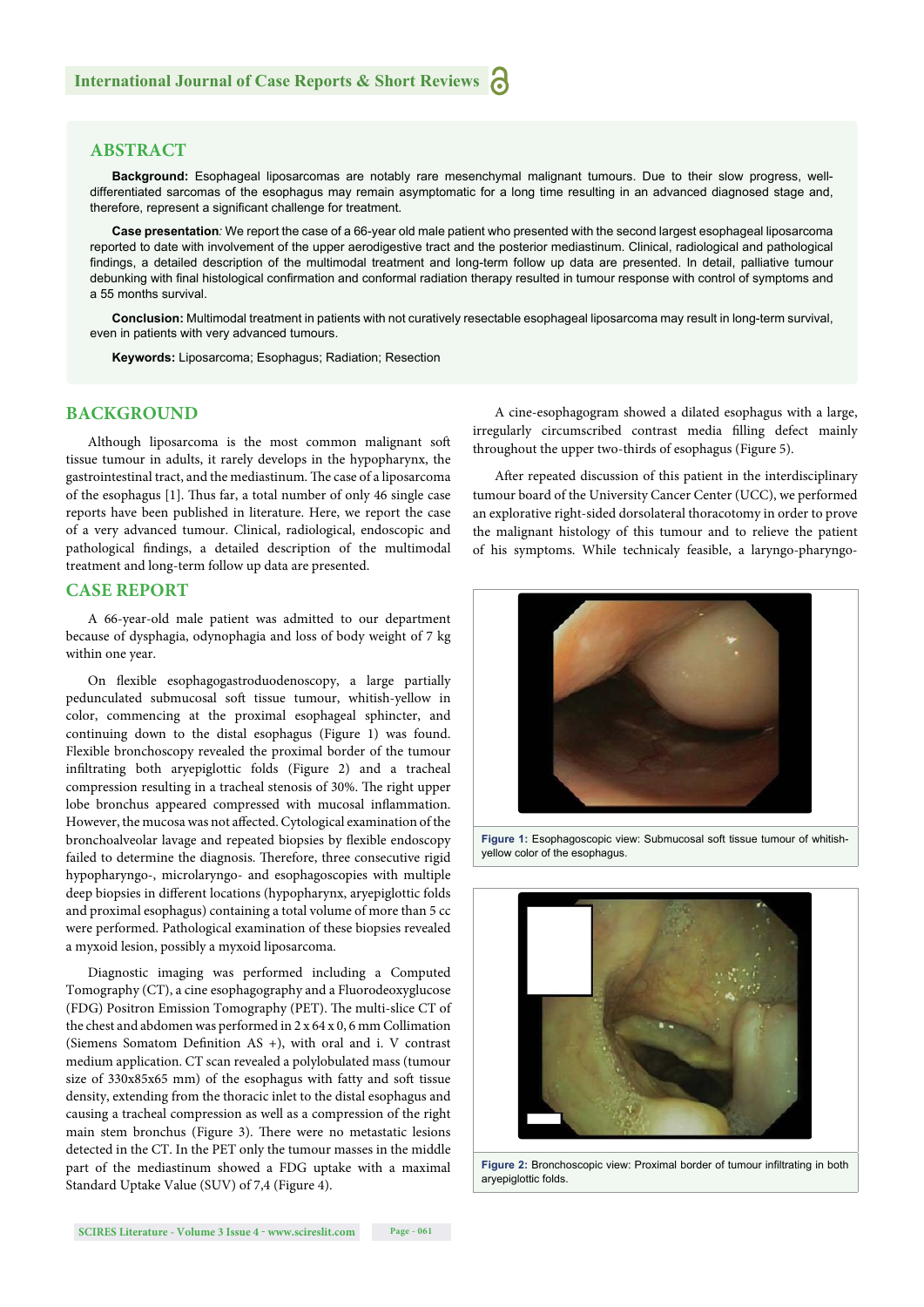## ABSTRACT

**Background:** Esophageal liposarcomas are notably rare mesenchymal malignant tumours. Due to their slow progress, well-differentiated sarcomas of the esophagus may remain asymptomatic for a long time resulting in an advanced diagnosed stage and, therefore, represent a significant challenge for treatment.

**Case presentation***:* We report the case of a 66-year old male patient who presented with the second largest esophageal liposarcoma reported to date with involvement of the upper aerodigestive tract and the posterior mediastinum. Clinical, radiological and pathological findings, a detailed description of the multimodal treatment and long-term follow up data are presented. In detail, palliative tumour debunking with final histological confirmation and conformal radiation therapy resulted in tumour response with control of symptoms and a 55 months survival.

**Conclusion:** Multimodal treatment in patients with not curatively resectable esophageal liposarcoma may result in long-term survival, even in patients with very advanced tumours.

**Keywords:** Liposarcoma; Esophagus; Radiation; Resection

## BACKGROUND

Although liposarcoma is the most common malignant soft tissue tumour in adults, it rarely develops in the hypopharynx, the gastrointestinal tract, and the mediastinum. The case of a liposarcoma of the esophagus [1]. Thus far, a total number of only 46 single case reports have been published in literature. Here, we report the case of a very advanced tumour. Clinical, radiological, endoscopic and pathological findings, a detailed description of the multimodal treatment and long-term follow up data are presented.

## CASE REPORT

A 66-year-old male patient was admitted to our department because of dysphagia, odynophagia and loss of body weight of 7 kg within one year.

On flexible esophagogastroduodenoscopy, a large partially pedunculated submucosal soft tissue tumour, whitish-yellow in color, commencing at the proximal esophageal sphincter, and continuing down to the distal esophagus (Figure 1) was found. Flexible bronchoscopy revealed the proximal border of the tumour infiltrating both aryepiglottic folds (Figure 2) and a tracheal compression resulting in a tracheal stenosis of 30%. The right upper lobe bronchus appeared compressed with mucosal inflammation. However, the mucosa was not affected. Cytological examination of the bronchoalveolar lavage and repeated biopsies by flexible endoscopy failed to determine the diagnosis. Therefore, three consecutive rigid hypopharyngo-, microlaryngo- and esophagoscopies with multiple deep biopsies in different locations (hypopharynx, aryepiglottic folds and proximal esophagus) containing a total volume of more than 5 cc were performed. Pathological examination of these biopsies revealed a myxoid lesion, possibly a myxoid liposarcoma.

Diagnostic imaging was performed including a Computed Tomography (CT), a cine esophagography and a Fluorodeoxyglucose (FDG) Positron Emission Tomography (PET). The multi-slice CT of the chest and abdomen was performed in 2 x 64 x 0, 6 mm Collimation (Siemens Somatom Definition AS +), with oral and i. V contrast medium application. CT scan revealed a polylobulated mass (tumour size of 330x85x65 mm) of the esophagus with fatty and soft tissue density, extending from the thoracic inlet to the distal esophagus and causing a tracheal compression as well as a compression of the right main stem bronchus (Figure 3). There were no metastatic lesions detected in the CT. In the PET only the tumour masses in the middle part of the mediastinum showed a FDG uptake with a maximal Standard Uptake Value (SUV) of 7,4 (Figure 4).

A cine-esophagogram showed a dilated esophagus with a large, irregularly circumscribed contrast media filling defect mainly throughout the upper two-thirds of esophagus (Figure 5).

After repeated discussion of this patient in the interdisciplinary tumour board of the University Cancer Center (UCC), we performed an explorative right-sided dorsolateral thoracotomy in order to prove the malignant histology of this tumour and to relieve the patient of his symptoms. While technicaly feasible, a laryngo-pharyngo-

**Figure 1:** Esophagoscopic view: Submucosal soft tissue tumour of whitish-yellow color of the esophagus.

**Figure 2:** Bronchoscopic view: Proximal border of tumour infiltrating in both aryepiglottic folds.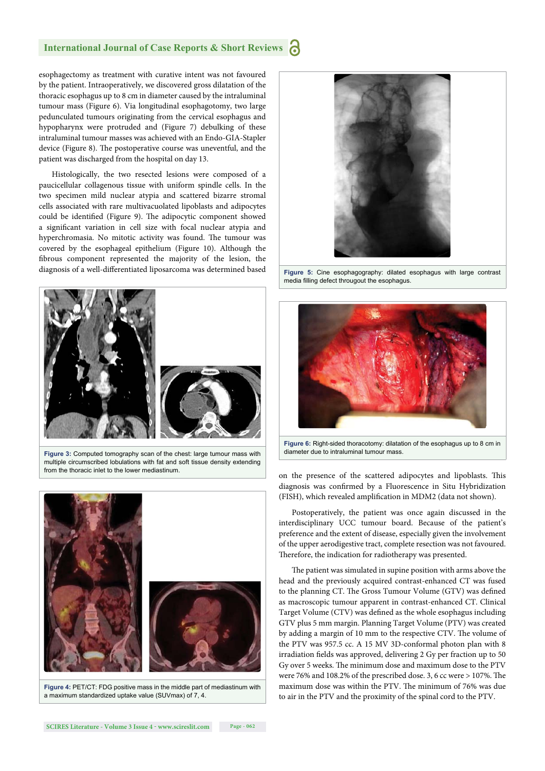esophagectomy as treatment with curative intent was not favoured by the patient. Intraoperatively, we discovered gross dilatation of the thoracic esophagus up to 8 cm in diameter caused by the intraluminal tumour mass (Figure 6). Via longitudinal esophagotomy, two large pedunculated tumours originating from the cervical esophagus and hypopharynx were protruded and (Figure 7) debulking of these intraluminal tumour masses was achieved with an Endo-GIA-Stapler device (Figure 8). The postoperative course was uneventful, and the patient was discharged from the hospital on day 13.

Histologically, the two resected lesions were composed of a paucicellular collagenous tissue with uniform spindle cells. In the two specimen mild nuclear atypia and scattered bizarre stromal cells associated with rare multivacuolated lipoblasts and adipocytes could be identified (Figure 9). The adipocytic component showed a significant variation in cell size with focal nuclear atypia and hyperchromasia. No mitotic activity was found. The tumour was covered by the esophageal epithelium (Figure 10). Although the fibrous component represented the majority of the lesion, the diagnosis of a well-differentiated liposarcoma was determined based on the presence of the scattered adipocytes and lipoblasts. This diagnosis was confirmed by a Fluorescence in Situ Hybridization (FISH), which revealed amplification in MDM2 (data not shown).

**Figure 3:** Computed tomography scan of the chest: large tumour mass with multiple circumscribed lobulations with fat and soft tissue density extending from the thoracic inlet to the lower mediastinum.

**Figure 4:** PET/CT: FDG positive mass in the middle part of mediastinum with a maximum standardized uptake value (SUVmax) of 7, 4.

**Figure 5:** Cine esophagography: dilated esophagus with large contrast media filling defect througout the esophagus.

**Figure 6:** Right-sided thoracotomy: dilatation of the esophagus up to 8 cm in diameter due to intraluminal tumour mass.

Postoperatively, the patient was once again discussed in the interdisciplinary UCC tumour board. Because of the patient's preference and the extent of disease, especially given the involvement of the upper aerodigestive tract, complete resection was not favoured. Therefore, the indication for radiotherapy was presented.

The patient was simulated in supine position with arms above the head and the previously acquired contrast-enhanced CT was fused to the planning CT. The Gross Tumour Volume (GTV) was defined as macroscopic tumour apparent in contrast-enhanced CT. Clinical Target Volume (CTV) was defined as the whole esophagus including GTV plus 5 mm margin. Planning Target Volume (PTV) was created by adding a margin of 10 mm to the respective CTV. The volume of the PTV was 957.5 cc. A 15 MV 3D-conformal photon plan with 8 irradiation fields was approved, delivering 2 Gy per fraction up to 50 Gy over 5 weeks. The minimum dose and maximum dose to the PTV were 76% and 108.2% of the prescribed dose. 3, 6 cc were > 107%. The maximum dose was within the PTV. The minimum of 76% was due to air in the PTV and the proximity of the spinal cord to the PTV.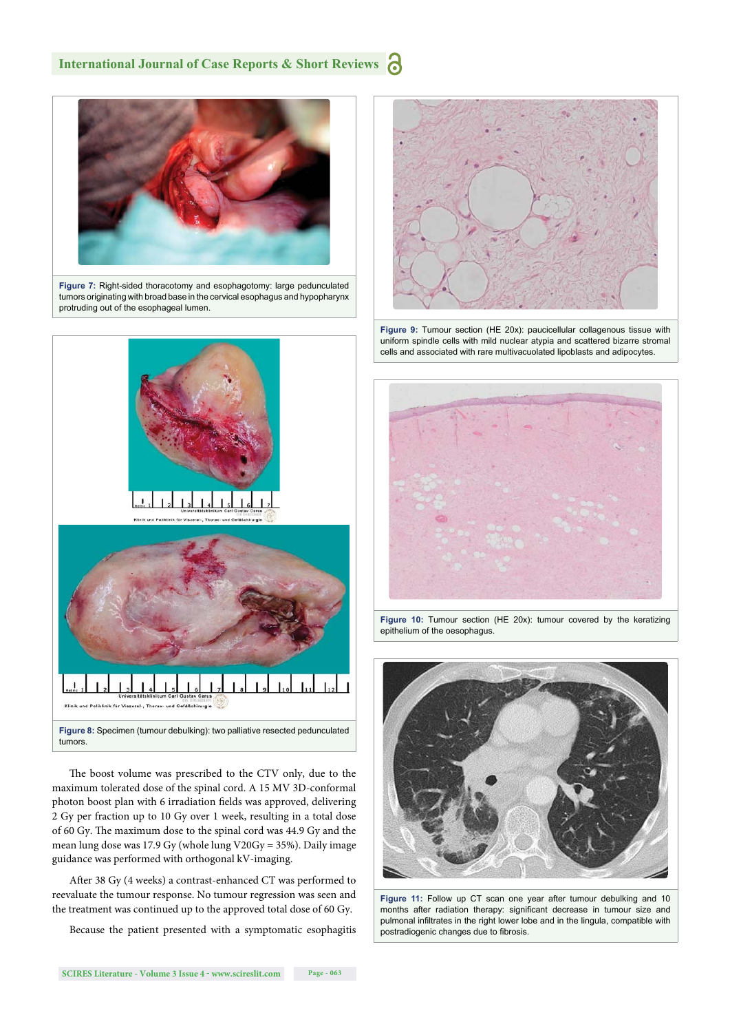Figure 7: Right-sided thoracotomy and esophagotomy: large pedunculated tumors originating with broad base in the cervical esophagus and hypopharynx protruding out of the esophageal lumen.

Figure 8: Specimen (tumour debulking): two palliative resected pedunculated tumors.

The boost volume was prescribed to the CTV only, due to the maximum tolerated dose of the spinal cord. A 15 MV 3D-conformal photon boost plan with 6 irradiation fields was approved, delivering 2 Gy per fraction up to 10 Gy over 1 week, resulting in a total dose of 60 Gy. The maximum dose to the spinal cord was 44.9 Gy and the mean lung dose was 17.9 Gy (whole lung V20Gy = 35%). Daily image guidance was performed with orthogonal kV-imaging.

After 38 Gy (4 weeks) a contrast-enhanced CT was performed to reevaluate the tumour response. No tumour regression was seen and the treatment was continued up to the approved total dose of 60 Gy.

Because the patient presented with a symptomatic esophagitis

Figure 9: Tumour section (HE 20x): paucicellular collagenous tissue with uniform spindle cells with mild nuclear atypia and scattered bizarre stromal cells and associated with rare multivacuolated lipoblasts and adipocytes.

Figure 10: Tumour section (HE 20x): tumour covered by the keratizing epithelium of the oesophagus.

Figure 11: Follow up CT scan one year after tumour debulking and 10 months after radiation therapy: significant decrease in tumour size and pulmonal infiltrates in the right lower lobe and in the lingula, compatible with postradiogenic changes due to fibrosis.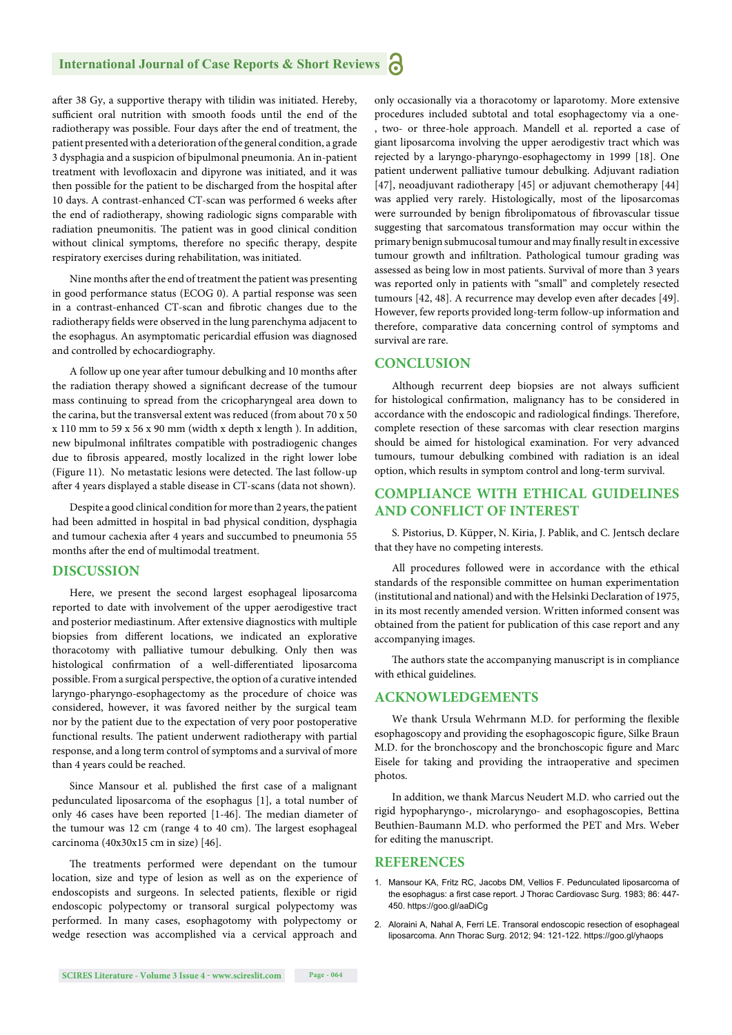after 38 Gy, a supportive therapy with tilidin was initiated. Hereby, sufficient oral nutrition with smooth foods until the end of the radiotherapy was possible. Four days after the end of treatment, the patient presented with a deterioration of the general condition, a grade 3 dysphagia and a suspicion of bipulmonal pneumonia. An in-patient treatment with levofloxacin and dipyrone was initiated, and it was then possible for the patient to be discharged from the hospital after 10 days. A contrast-enhanced CT-scan was performed 6 weeks after the end of radiotherapy, showing radiologic signs comparable with radiation pneumonitis. The patient was in good clinical condition without clinical symptoms, therefore no specific therapy, despite respiratory exercises during rehabilitation, was initiated.

Nine months after the end of treatment the patient was presenting in good performance status (ECOG 0). A partial response was seen in a contrast-enhanced CT-scan and fibrotic changes due to the radiotherapy fields were observed in the lung parenchyma adjacent to the esophagus. An asymptomatic pericardial effusion was diagnosed and controlled by echocardiography.

A follow up one year after tumour debulking and 10 months after the radiation therapy showed a significant decrease of the tumour mass continuing to spread from the cricopharyngeal area down to the carina, but the transversal extent was reduced (from about 70 x 50 x 110 mm to 59 x 56 x 90 mm (width x depth x length ). In addition, new bipulmonal infiltrates compatible with postradiogenic changes due to fibrosis appeared, mostly localized in the right lower lobe (Figure 11). No metastatic lesions were detected. The last follow-up after 4 years displayed a stable disease in CT-scans (data not shown).

Despite a good clinical condition for more than 2 years, the patient had been admitted in hospital in bad physical condition, dysphagia and tumour cachexia after 4 years and succumbed to pneumonia 55 months after the end of multimodal treatment.

## DISCUSSION

Here, we present the second largest esophageal liposarcoma reported to date with involvement of the upper aerodigestive tract and posterior mediastinum. After extensive diagnostics with multiple biopsies from different locations, we indicated an explorative thoracotomy with palliative tumour debulking. Only then was histological confirmation of a well-differentiated liposarcoma possible. From a surgical perspective, the option of a curative intended laryngo-pharyngo-esophagectomy as the procedure of choice was considered, however, it was favored neither by the surgical team nor by the patient due to the expectation of very poor postoperative functional results. The patient underwent radiotherapy with partial response, and a long term control of symptoms and a survival of more than 4 years could be reached.

Since Mansour et al. published the first case of a malignant pedunculated liposarcoma of the esophagus [1], a total number of only 46 cases have been reported [1-46]. The median diameter of the tumour was 12 cm (range 4 to 40 cm). The largest esophageal carcinoma (40x30x15 cm in size) [46].

The treatments performed were dependant on the tumour location, size and type of lesion as well as on the experience of endoscopists and surgeons. In selected patients, flexible or rigid endoscopic polypectomy or transoral surgical polypectomy was performed. In many cases, esophagotomy with polypectomy or wedge resection was accomplished via a cervical approach and only occasionally via a thoracotomy or laparotomy. More extensive procedures included subtotal and total esophagectomy via a one-, two- or three-hole approach. Mandell et al. reported a case of giant liposarcoma involving the upper aerodigestiv tract which was rejected by a laryngo-pharyngo-esophagectomy in 1999 [18]. One patient underwent palliative tumour debulking. Adjuvant radiation [47], neoadjuvant radiotherapy [45] or adjuvant chemotherapy [44] was applied very rarely. Histologically, most of the liposarcomas were surrounded by benign fibrolipomatous of fibrovascular tissue suggesting that sarcomatous transformation may occur within the primary benign submucosal tumour and may finally result in excessive tumour growth and infiltration. Pathological tumour grading was assessed as being low in most patients. Survival of more than 3 years was reported only in patients with "small" and completely resected tumours [42, 48]. A recurrence may develop even after decades [49]. However, few reports provided long-term follow-up information and therefore, comparative data concerning control of symptoms and survival are rare.

## CONCLUSION

Although recurrent deep biopsies are not always sufficient for histological confirmation, malignancy has to be considered in accordance with the endoscopic and radiological findings. Therefore, complete resection of these sarcomas with clear resection margins should be aimed for histological examination. For very advanced tumours, tumour debulking combined with radiation is an ideal option, which results in symptom control and long-term survival.

## COMPLIANCE WITH ETHICAL GUIDELINES AND CONFLICT OF INTEREST

S. Pistorius, D. Küpper, N. Kiria, J. Pablik, and C. Jentsch declare that they have no competing interests.

All procedures followed were in accordance with the ethical standards of the responsible committee on human experimentation (institutional and national) and with the Helsinki Declaration of 1975, in its most recently amended version. Written informed consent was obtained from the patient for publication of this case report and any accompanying images.

The authors state the accompanying manuscript is in compliance with ethical guidelines.

## ACKNOWLEDGEMENTS

We thank Ursula Wehrmann M.D. for performing the flexible esophagoscopy and providing the esophagoscopic figure, Silke Braun M.D. for the bronchoscopy and the bronchoscopic figure and Marc Eisele for taking and providing the intraoperative and specimen photos.

In addition, we thank Marcus Neudert M.D. who carried out the rigid hypopharyngo-, microlaryngo- and esophagoscopies, Bettina Beuthien-Baumann M.D. who performed the PET and Mrs. Weber for editing the manuscript.

## REFERENCES

1. Mansour KA, Fritz RC, Jacobs DM, Vellios F. Pedunculated liposarcoma of the esophagus: a first case report. J Thorac Cardiovasc Surg. 1983; 86: 447-450. https://goo.gl/aaDiCg
2. Aloraini A, Nahal A, Ferri LE. Transoral endoscopic resection of esophageal liposarcoma. Ann Thorac Surg. 2012; 94: 121-122. https://goo.gl/yhaops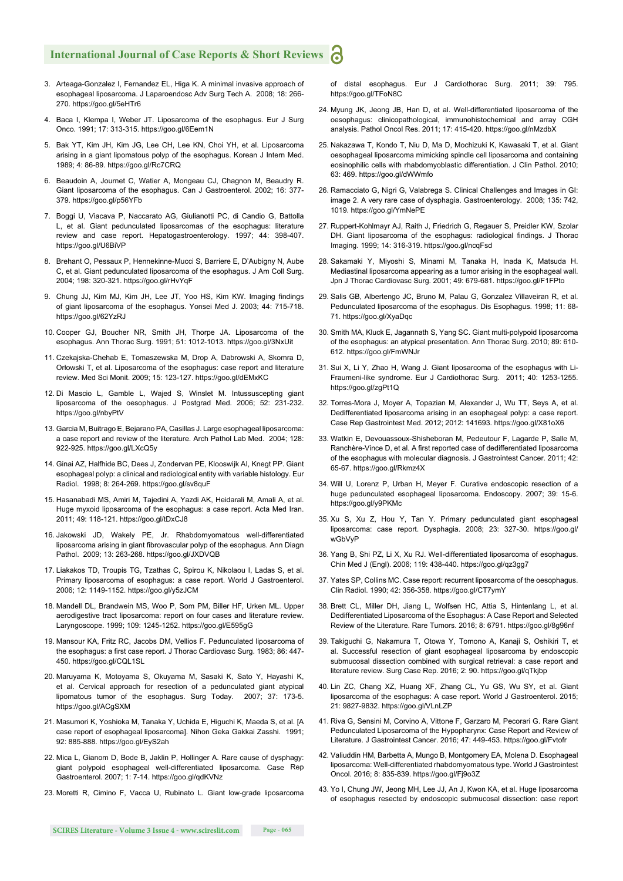3. Arteaga-Gonzalez I, Fernandez EL, Higa K. A minimal invasive approach of esophageal liposarcoma. J Laparoendosc Adv Surg Tech A. 2008; 18: 266-270. https://goo.gl/5eHTr6

4. Baca I, Klempa I, Weber JT. Liposarcoma of the esophagus. Eur J Surg Onco. 1991; 17: 313-315. https://goo.gl/6Eem1N

5. Bak YT, Kim JH, Kim JG, Lee CH, Lee KN, Choi YH, et al. Liposarcoma arising in a giant lipomatous polyp of the esophagus. Korean J Intern Med. 1989; 4: 86-89. https://goo.gl/Rc7CRQ

6. Beaudoin A, Journet C, Watier A, Mongeau CJ, Chagnon M, Beaudry R. Giant liposarcoma of the esophagus. Can J Gastroenterol. 2002; 16: 377-379. https://goo.gl/p56YFb

7. Boggi U, Viacava P, Naccarato AG, Giulianotti PC, di Candio G, Battolla L, et al. Giant pedunculated liposarcomas of the esophagus: literature review and case report. Hepatogastroenterology. 1997; 44: 398-407. https://goo.gl/U6BiVP

8. Brehant O, Pessaux P, Hennekinne-Mucci S, Barriere E, D'Aubigny N, Aube C, et al. Giant pedunculated liposarcoma of the esophagus. J Am Coll Surg. 2004; 198: 320-321. https://goo.gl/rHvYqF

9. Chung JJ, Kim MJ, Kim JH, Lee JT, Yoo HS, Kim KW. Imaging findings of giant liposarcoma of the esophagus. Yonsei Med J. 2003; 44: 715-718. https://goo.gl/62YzRJ

10. Cooper GJ, Boucher NR, Smith JH, Thorpe JA. Liposarcoma of the esophagus. Ann Thorac Surg. 1991; 51: 1012-1013. https://goo.gl/3NxUit

11. Czekajska-Chehab E, Tomaszewska M, Drop A, Dabrowski A, Skomra D, Orłowski T, et al. Liposarcoma of the esophagus: case report and literature review. Med Sci Monit. 2009; 15: 123-127. https://goo.gl/dEMxKC

12. Di Mascio L, Gamble L, Wajed S, Winslet M. Intussuscepting giant liposarcoma of the oesophagus. J Postgrad Med. 2006; 52: 231-232. https://goo.gl/nbyPtV

13. Garcia M, Buitrago E, Bejarano PA, Casillas J. Large esophageal liposarcoma: a case report and review of the literature. Arch Pathol Lab Med. 2004; 128: 922-925. https://goo.gl/LXcQ5y

14. Ginai AZ, Halfhide BC, Dees J, Zondervan PE, Klooswijk AI, Knegt PP. Giant esophageal polyp: a clinical and radiological entity with variable histology. Eur Radiol. 1998; 8: 264-269. https://goo.gl/sv8quF

15. Hasanabadi MS, Amiri M, Tajedini A, Yazdi AK, Heidarali M, Amali A, et al. Huge myxoid liposarcoma of the esophagus: a case report. Acta Med Iran. 2011; 49: 118-121. https://goo.gl/tDxCJ8

16. Jakowski JD, Wakely PE, Jr. Rhabdomyomatous well-differentiated liposarcoma arising in giant fibrovascular polyp of the esophagus. Ann Diagn Pathol. 2009; 13: 263-268. https://goo.gl/JXDVQB

17. Liakakos TD, Troupis TG, Tzathas C, Spirou K, Nikolaou I, Ladas S, et al. Primary liposarcoma of esophagus: a case report. World J Gastroenterol. 2006; 12: 1149-1152. https://goo.gl/y5zJCM

18. Mandell DL, Brandwein MS, Woo P, Som PM, Biller HF, Urken ML. Upper aerodigestive tract liposarcoma: report on four cases and literature review. Laryngoscope. 1999; 109: 1245-1252. https://goo.gl/E595gG

19. Mansour KA, Fritz RC, Jacobs DM, Vellios F. Pedunculated liposarcoma of the esophagus: a first case report. J Thorac Cardiovasc Surg. 1983; 86: 447-450. https://goo.gl/CQL1SL

20. Maruyama K, Motoyama S, Okuyama M, Sasaki K, Sato Y, Hayashi K, et al. Cervical approach for resection of a pedunculated giant atypical lipomatous tumor of the esophagus. Surg Today. 2007; 37: 173-5. https://goo.gl/ACgSXM

21. Masumori K, Yoshioka M, Tanaka Y, Uchida E, Higuchi K, Maeda S, et al. [A case report of esophageal liposarcoma]. Nihon Geka Gakkai Zasshi. 1991; 92: 885-888. https://goo.gl/EyS2ah

22. Mica L, Gianom D, Bode B, Jaklin P, Hollinger A. Rare cause of dysphagy: giant polypoid esophageal well-differentiated liposarcoma. Case Rep Gastroenterol. 2007; 1: 7-14. https://goo.gl/qdKVNz

23. Moretti R, Cimino F, Vacca U, Rubinato L. Giant low-grade liposarcoma of distal esophagus. Eur J Cardiothorac Surg. 2011; 39: 795. https://goo.gl/TFoN8C

24. Myung JK, Jeong JB, Han D, et al. Well-differentiated liposarcoma of the oesophagus: clinicopathological, immunohistochemical and array CGH analysis. Pathol Oncol Res. 2011; 17: 415-420. https://goo.gl/nMzdbX

25. Nakazawa T, Kondo T, Niu D, Ma D, Mochizuki K, Kawasaki T, et al. Giant oesophageal liposarcoma mimicking spindle cell liposarcoma and containing eosinophilic cells with rhabdomyoblastic differentiation. J Clin Pathol. 2010; 63: 469. https://goo.gl/dWWmfo

26. Ramacciato G, Nigri G, Valabrega S. Clinical Challenges and Images in GI: image 2. A very rare case of dysphagia. Gastroenterology. 2008; 135: 742, 1019. https://goo.gl/YmNePE

27. Ruppert-Kohlmayr AJ, Raith J, Friedrich G, Regauer S, Preidler KW, Szolar DH. Giant liposarcoma of the esophagus: radiological findings. J Thorac Imaging. 1999; 14: 316-319. https://goo.gl/ncqFsd

28. Sakamaki Y, Miyoshi S, Minami M, Tanaka H, Inada K, Matsuda H. Mediastinal liposarcoma appearing as a tumor arising in the esophageal wall. Jpn J Thorac Cardiovasc Surg. 2001; 49: 679-681. https://goo.gl/F1FPto

29. Salis GB, Albertengo JC, Bruno M, Palau G, Gonzalez Villaveiran R, et al. Pedunculated liposarcoma of the esophagus. Dis Esophagus. 1998; 11: 68-71. https://goo.gl/XyaDqc

30. Smith MA, Kluck E, Jagannath S, Yang SC. Giant multi-polypoid liposarcoma of the esophagus: an atypical presentation. Ann Thorac Surg. 2010; 89: 610-612. https://goo.gl/FmWNJr

31. Sui X, Li Y, Zhao H, Wang J. Giant liposarcoma of the esophagus with Li-Fraumeni-like syndrome. Eur J Cardiothorac Surg. 2011; 40: 1253-1255. https://goo.gl/zgPt1Q

32. Torres-Mora J, Moyer A, Topazian M, Alexander J, Wu TT, Seys A, et al. Dedifferentiated liposarcoma arising in an esophageal polyp: a case report. Case Rep Gastrointest Med. 2012; 2012: 141693. https://goo.gl/X81oX6

33. Watkin E, Devouassoux-Shisheboran M, Pedeutour F, Lagarde P, Salle M, Ranchère-Vince D, et al. A first reported case of dedifferentiated liposarcoma of the esophagus with molecular diagnosis. J Gastrointest Cancer. 2011; 42: 65-67. https://goo.gl/Rkmz4X

34. Will U, Lorenz P, Urban H, Meyer F. Curative endoscopic resection of a huge pedunculated esophageal liposarcoma. Endoscopy. 2007; 39: 15-6. https://goo.gl/y9PKMc

35. Xu S, Xu Z, Hou Y, Tan Y. Primary pedunculated giant esophageal liposarcoma: case report. Dysphagia. 2008; 23: 327-30. https://goo.gl/wGbVyP

36. Yang B, Shi PZ, Li X, Xu RJ. Well-differentiated liposarcoma of esophagus. Chin Med J (Engl). 2006; 119: 438-440. https://goo.gl/qz3gg7

37. Yates SP, Collins MC. Case report: recurrent liposarcoma of the oesophagus. Clin Radiol. 1990; 42: 356-358. https://goo.gl/CT7ymY

38. Brett CL, Miller DH, Jiang L, Wolfsen HC, Attia S, Hintenlang L, et al. Dedifferentiated Liposarcoma of the Esophagus: A Case Report and Selected Review of the Literature. Rare Tumors. 2016; 8: 6791. https://goo.gl/8g96nf

39. Takiguchi G, Nakamura T, Otowa Y, Tomono A, Kanaji S, Oshikiri T, et al. Successful resection of giant esophageal liposarcoma by endoscopic submucosal dissection combined with surgical retrieval: a case report and literature review. Surg Case Rep. 2016; 2: 90. https://goo.gl/qTkjbp

40. Lin ZC, Chang XZ, Huang XF, Zhang CL, Yu GS, Wu SY, et al. Giant liposarcoma of the esophagus: A case report. World J Gastroenterol. 2015; 21: 9827-9832. https://goo.gl/VLnLZP

41. Riva G, Sensini M, Corvino A, Vittone F, Garzaro M, Pecorari G. Rare Giant Pedunculated Liposarcoma of the Hypopharynx: Case Report and Review of Literature. J Gastrointest Cancer. 2016; 47: 449-453. https://goo.gl/Fvtofr

42. Valiuddin HM, Barbetta A, Mungo B, Montgomery EA, Molena D. Esophageal liposarcoma: Well-differentiated rhabdomyomatous type. World J Gastrointest Oncol. 2016; 8: 835-839. https://goo.gl/Fj9o3Z

43. Yo I, Chung JW, Jeong MH, Lee JJ, An J, Kwon KA, et al. Huge liposarcoma of esophagus resected by endoscopic submucosal dissection: case report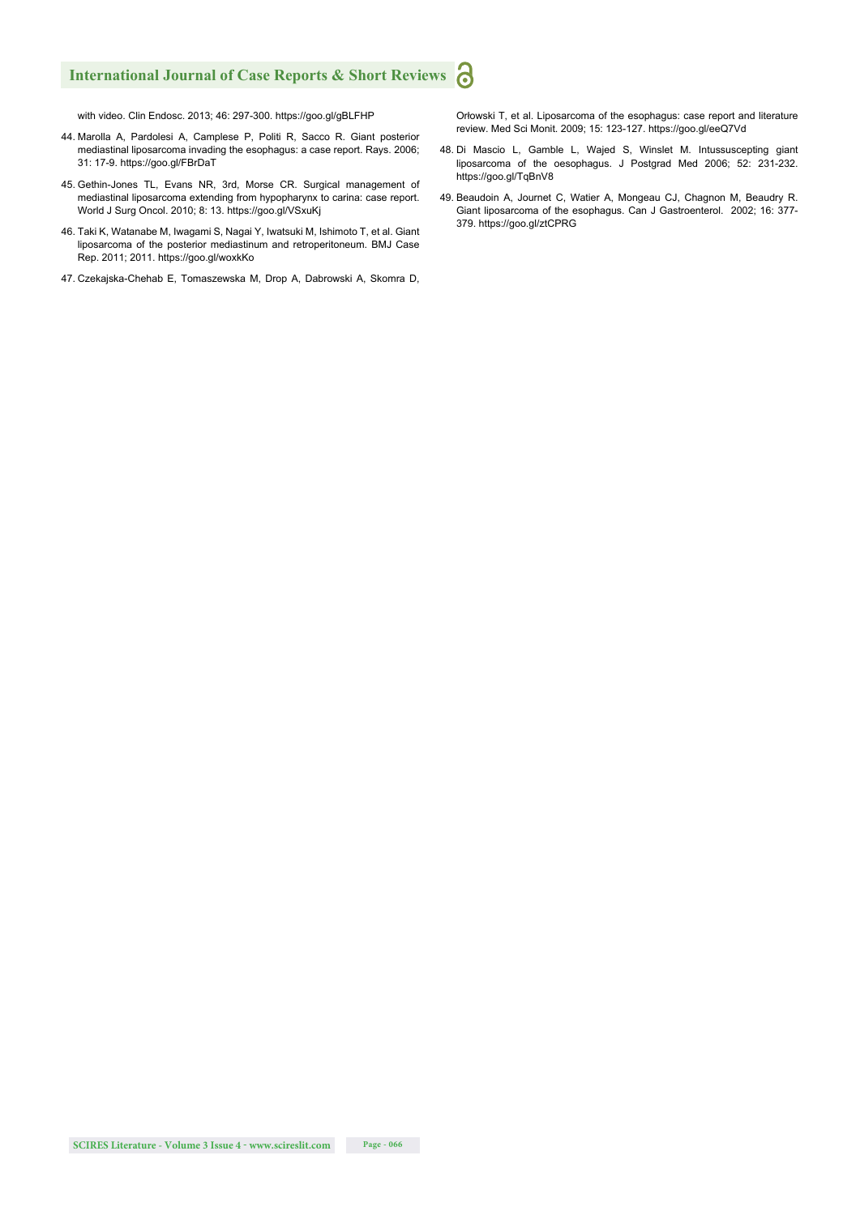with video. Clin Endosc. 2013; 46: 297-300. https://goo.gl/gBLFHP

44. Marolla A, Pardolesi A, Camplese P, Politi R, Sacco R. Giant posterior mediastinal liposarcoma invading the esophagus: a case report. Rays. 2006; 31: 17-9. https://goo.gl/FBrDaT

45. Gethin-Jones TL, Evans NR, 3rd, Morse CR. Surgical management of mediastinal liposarcoma extending from hypopharynx to carina: case report. World J Surg Oncol. 2010; 8: 13. https://goo.gl/VSxuKj

46. Taki K, Watanabe M, Iwagami S, Nagai Y, Iwatsuki M, Ishimoto T, et al. Giant liposarcoma of the posterior mediastinum and retroperitoneum. BMJ Case Rep. 2011; 2011. https://goo.gl/woxkKo

47. Czekajska-Chehab E, Tomaszewska M, Drop A, Dabrowski A, Skomra D, Orłowski T, et al. Liposarcoma of the esophagus: case report and literature review. Med Sci Monit. 2009; 15: 123-127. https://goo.gl/eeQ7Vd

48. Di Mascio L, Gamble L, Wajed S, Winslet M. Intussuscepting giant liposarcoma of the oesophagus. J Postgrad Med 2006; 52: 231-232. https://goo.gl/TqBnV8

49. Beaudoin A, Journet C, Watier A, Mongeau CJ, Chagnon M, Beaudry R. Giant liposarcoma of the esophagus. Can J Gastroenterol. 2002; 16: 377-379. https://goo.gl/ztCPRG